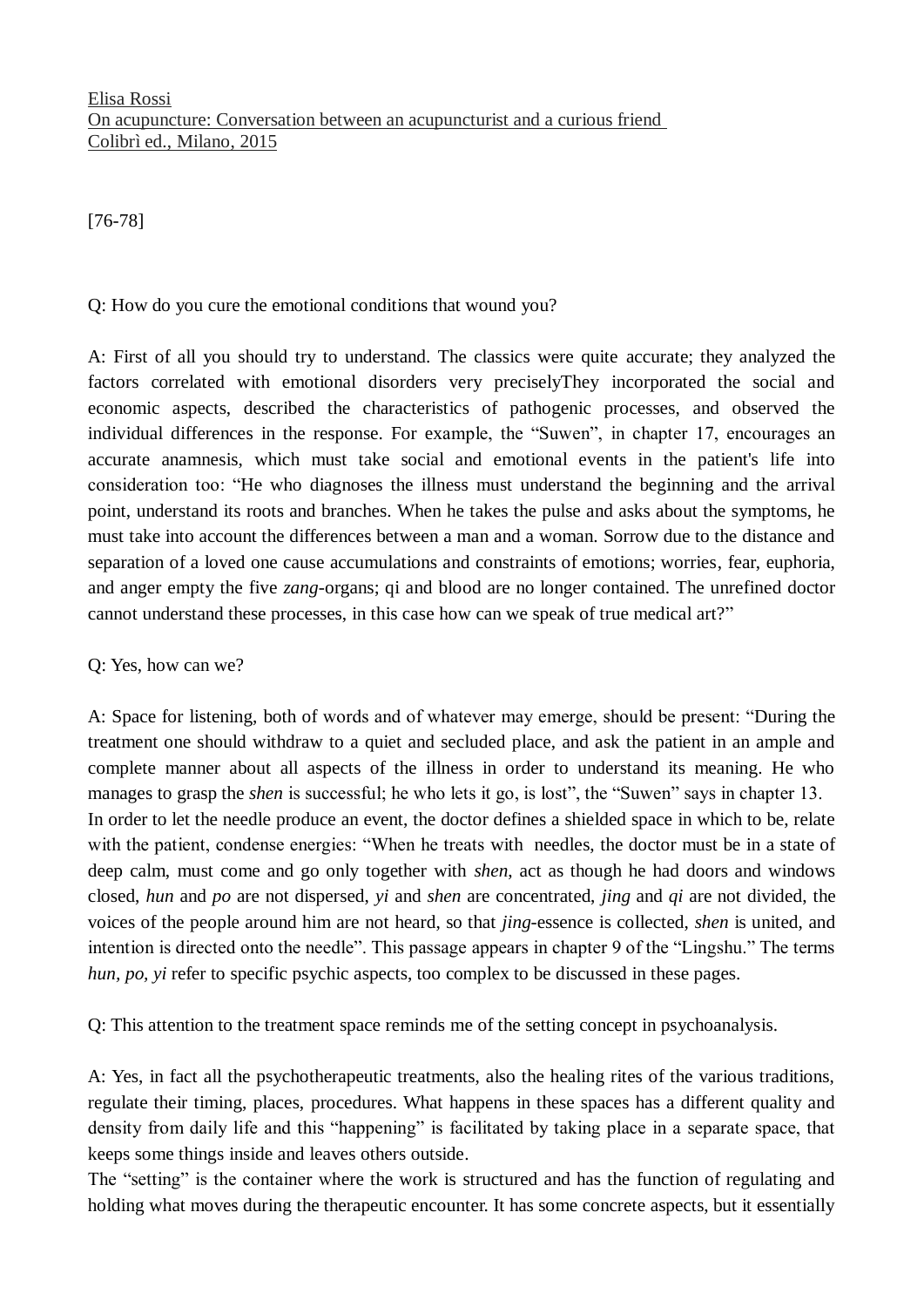Elisa Rossi
On acupuncture: Conversation between an acupuncturist and a curious friend
Colibrì ed., Milano, 2015

[76-78]

Q: How do you cure the emotional conditions that wound you?

A: First of all you should try to understand. The classics were quite accurate; they analyzed the factors correlated with emotional disorders very preciselyThey incorporated the social and economic aspects, described the characteristics of pathogenic processes, and observed the individual differences in the response. For example, the "Suwen", in chapter 17, encourages an accurate anamnesis, which must take social and emotional events in the patient's life into consideration too: "He who diagnoses the illness must understand the beginning and the arrival point, understand its roots and branches. When he takes the pulse and asks about the symptoms, he must take into account the differences between a man and a woman. Sorrow due to the distance and separation of a loved one cause accumulations and constraints of emotions; worries, fear, euphoria, and anger empty the five *zang*-organs; qi and blood are no longer contained. The unrefined doctor cannot understand these processes, in this case how can we speak of true medical art?"

Q: Yes, how can we?

A: Space for listening, both of words and of whatever may emerge, should be present: "During the treatment one should withdraw to a quiet and secluded place, and ask the patient in an ample and complete manner about all aspects of the illness in order to understand its meaning. He who manages to grasp the *shen* is successful; he who lets it go, is lost", the "Suwen" says in chapter 13.
In order to let the needle produce an event, the doctor defines a shielded space in which to be, relate with the patient, condense energies: "When he treats with needles, the doctor must be in a state of deep calm, must come and go only together with *shen*, act as though he had doors and windows closed, *hun* and *po* are not dispersed, *yi* and *shen* are concentrated, *jing* and *qi* are not divided, the voices of the people around him are not heard, so that *jing*-essence is collected, *shen* is united, and intention is directed onto the needle". This passage appears in chapter 9 of the "Lingshu." The terms *hun, po, yi* refer to specific psychic aspects, too complex to be discussed in these pages.

Q: This attention to the treatment space reminds me of the setting concept in psychoanalysis.

A: Yes, in fact all the psychotherapeutic treatments, also the healing rites of the various traditions, regulate their timing, places, procedures. What happens in these spaces has a different quality and density from daily life and this "happening" is facilitated by taking place in a separate space, that keeps some things inside and leaves others outside.
The "setting" is the container where the work is structured and has the function of regulating and holding what moves during the therapeutic encounter. It has some concrete aspects, but it essentially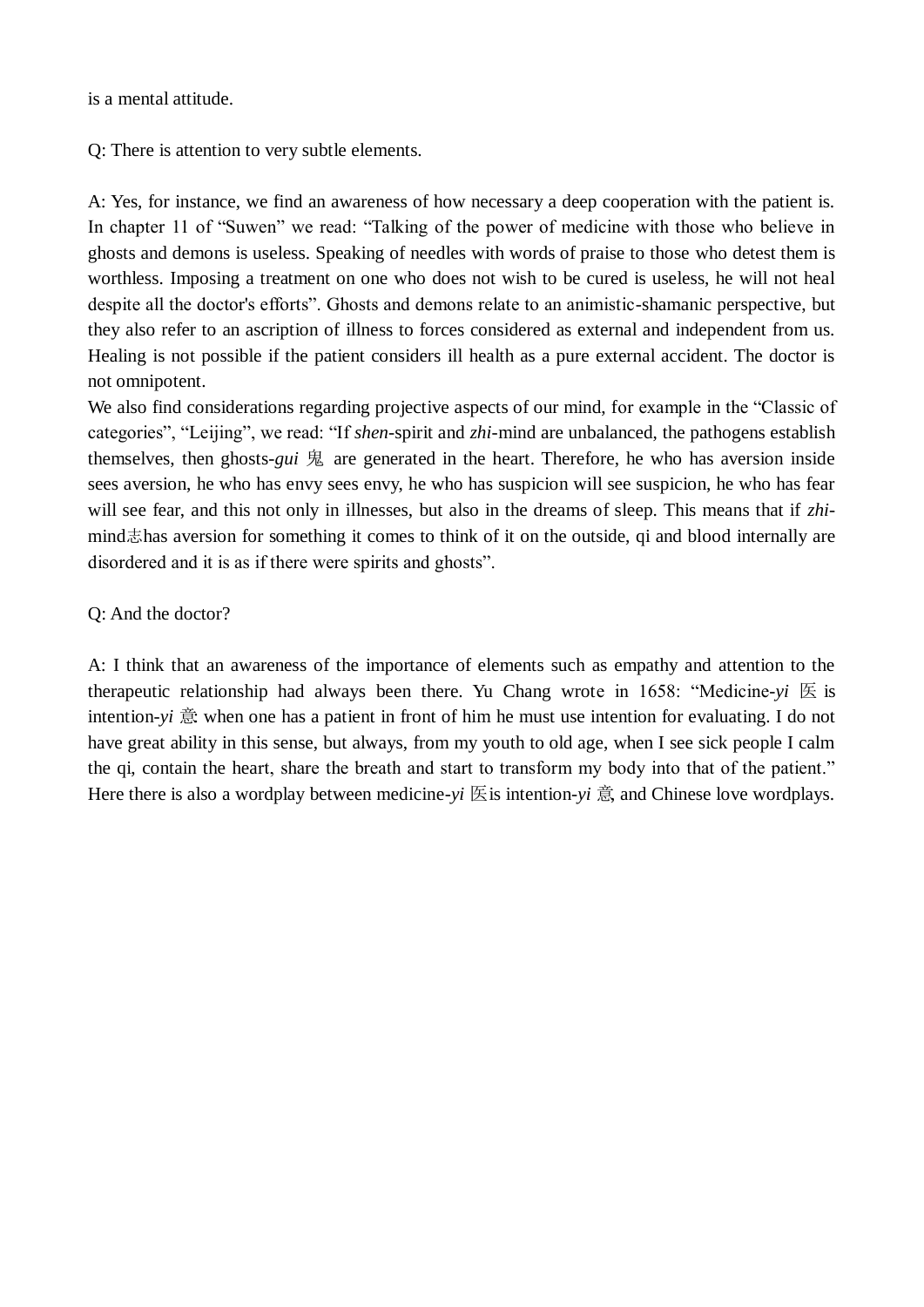is a mental attitude.

Q: There is attention to very subtle elements.

A: Yes, for instance, we find an awareness of how necessary a deep cooperation with the patient is. In chapter 11 of "Suwen" we read: "Talking of the power of medicine with those who believe in ghosts and demons is useless. Speaking of needles with words of praise to those who detest them is worthless. Imposing a treatment on one who does not wish to be cured is useless, he will not heal despite all the doctor's efforts". Ghosts and demons relate to an animistic-shamanic perspective, but they also refer to an ascription of illness to forces considered as external and independent from us. Healing is not possible if the patient considers ill health as a pure external accident. The doctor is not omnipotent.
We also find considerations regarding projective aspects of our mind, for example in the "Classic of categories", "Leijing", we read: "If *shen*-spirit and *zhi*-mind are unbalanced, the pathogens establish themselves, then ghosts-*gui* 鬼 are generated in the heart. Therefore, he who has aversion inside sees aversion, he who has envy sees envy, he who has suspicion will see suspicion, he who has fear will see fear, and this not only in illnesses, but also in the dreams of sleep. This means that if *zhi*-mind志has aversion for something it comes to think of it on the outside, qi and blood internally are disordered and it is as if there were spirits and ghosts".

Q: And the doctor?

A: I think that an awareness of the importance of elements such as empathy and attention to the therapeutic relationship had always been there. Yu Chang wrote in 1658: "Medicine-*yi* 医 is intention-*yi* 意: when one has a patient in front of him he must use intention for evaluating. I do not have great ability in this sense, but always, from my youth to old age, when I see sick people I calm the qi, contain the heart, share the breath and start to transform my body into that of the patient." Here there is also a wordplay between medicine-*yi* 医is intention-*yi* 意, and Chinese love wordplays.